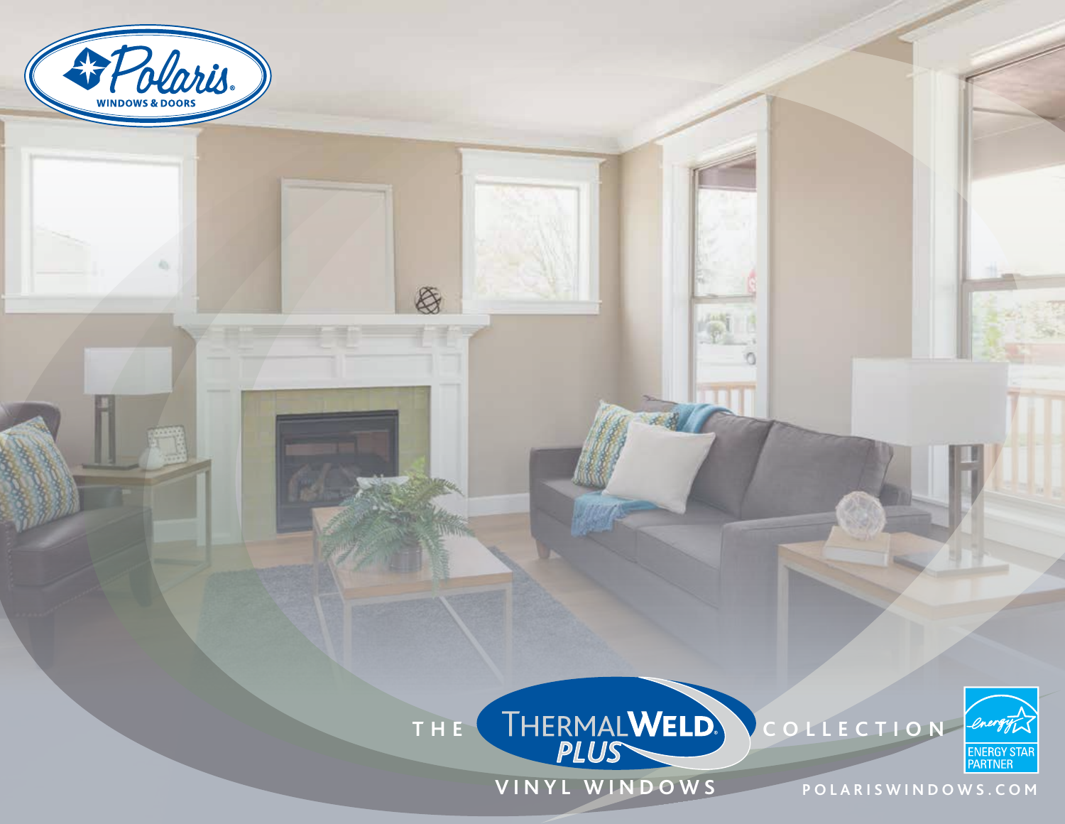Polaris®

WINDOWS & DOORS

# THE THERMALWELD® PLUS COLLECTION

VINYL WINDOWS

ENERGY STAR PARTNER

POLARISWINDOWS.COM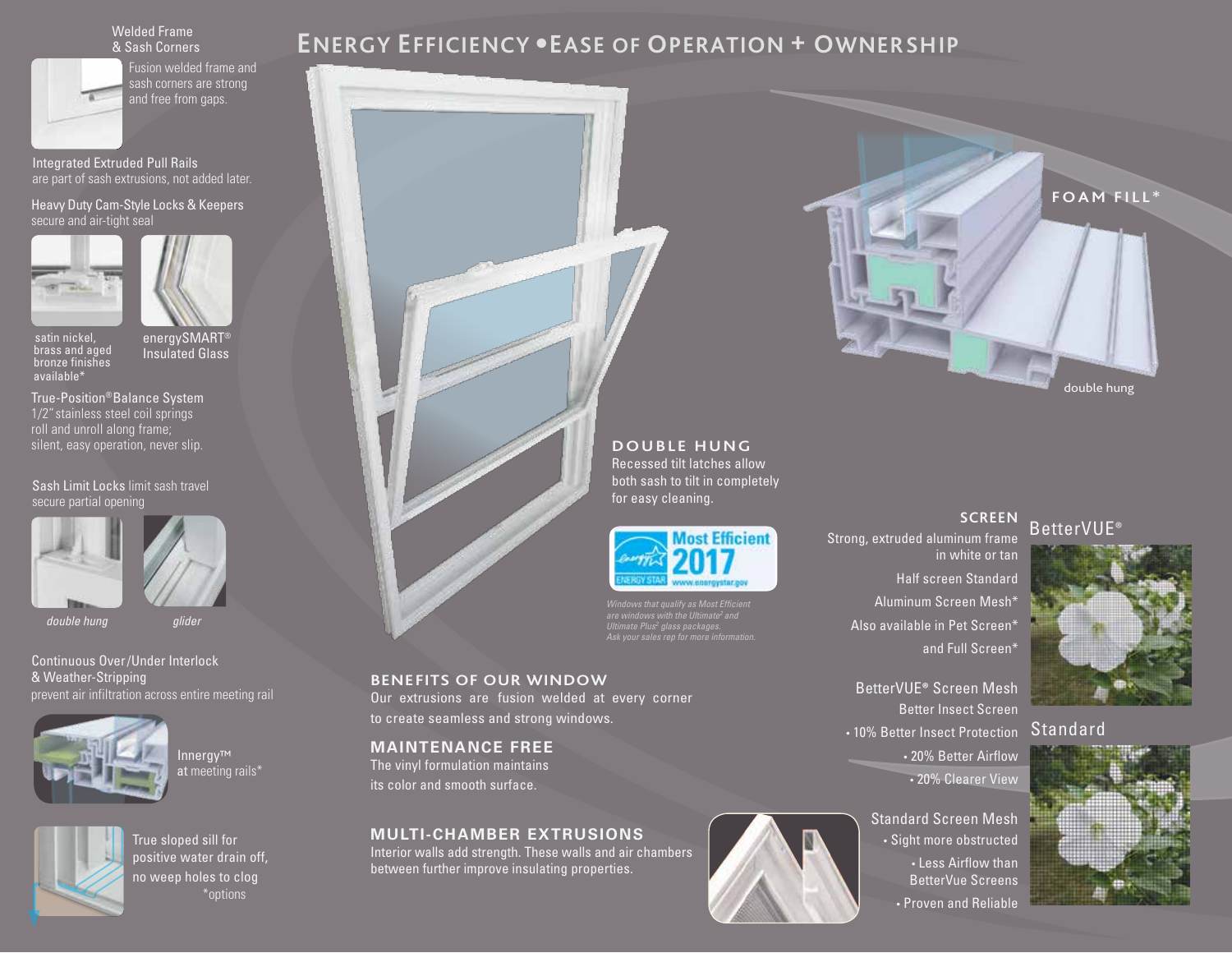# Energy Efficiency • Ease of Operation + Ownership

**Welded Frame & Sash Corners**
Fusion welded frame and sash corners are strong and free from gaps.

**Integrated Extruded Pull Rails**
are part of sash extrusions, not added later.

**Heavy Duty Cam-Style Locks & Keepers**
secure and air-tight seal

satin nickel, brass and aged bronze finishes available*

energySMART® Insulated Glass

**True-Position® Balance System**
1/2" stainless steel coil springs roll and unroll along frame; silent, easy operation, never slip.

**Sash Limit Locks** limit sash travel secure partial opening

*double hung*

*glider*

**Continuous Over/Under Interlock & Weather-Stripping**
prevent air infiltration across entire meeting rail

Innergy™ at meeting rails*

True sloped sill for positive water drain off, no weep holes to clog

*options

FOAM FILL*

double hung

## DOUBLE HUNG

Recessed tilt latches allow both sash to tilt in completely for easy cleaning.

ENERGY STAR Most Efficient 2017 www.energystar.gov

*Windows that qualify as Most Efficient are windows with the Ultimate² and Ultimate Plus² glass packages. Ask your sales rep for more information.*

## BENEFITS OF OUR WINDOW

Our extrusions are fusion welded at every corner to create seamless and strong windows.

## MAINTENANCE FREE

The vinyl formulation maintains its color and smooth surface.

## MULTI-CHAMBER EXTRUSIONS

Interior walls add strength. These walls and air chambers between further improve insulating properties.

## SCREEN

Strong, extruded aluminum frame in white or tan

Half screen Standard

Aluminum Screen Mesh*

Also available in Pet Screen*

and Full Screen*

**BetterVUE® Screen Mesh**

Better Insect Screen

- 10% Better Insect Protection
- 20% Better Airflow
- 20% Clearer View

**Standard Screen Mesh**

- Sight more obstructed
- Less Airflow than BetterVue Screens
- Proven and Reliable

BetterVUE®

Standard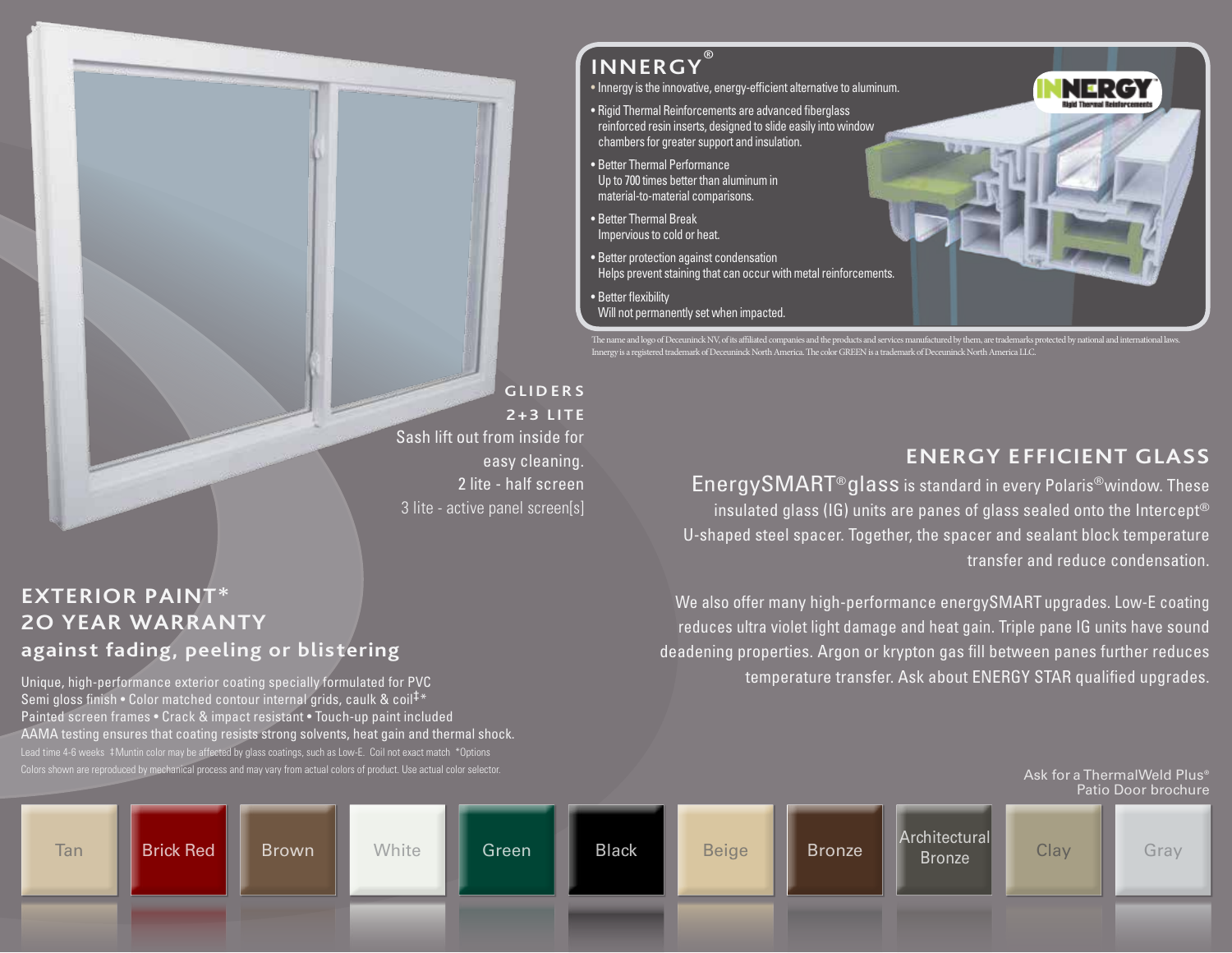## INNERGY®

- Innergy is the innovative, energy-efficient alternative to aluminum.
- Rigid Thermal Reinforcements are advanced fiberglass reinforced resin inserts, designed to slide easily into window chambers for greater support and insulation.
- Better Thermal Performance
  Up to 700 times better than aluminum in material-to-material comparisons.
- Better Thermal Break
  Impervious to cold or heat.
- Better protection against condensation
  Helps prevent staining that can occur with metal reinforcements.
- Better flexibility
  Will not permanently set when impacted.

INNERGY Rigid Thermal Reinforcements

The name and logo of Deceuninck NV, of its affiliated companies and the products and services manufactured by them, are trademarks protected by national and international laws. Innergy is a registered trademark of Deceuninck North America. The color GREEN is a trademark of Deceuninck North America LLC.

### GLIDERS
### 2+3 LITE

Sash lift out from inside for easy cleaning.
2 lite - half screen
3 lite - active panel screen[s]

## ENERGY EFFICIENT GLASS

EnergySMART® glass is standard in every Polaris® window. These insulated glass (IG) units are panes of glass sealed onto the Intercept® U-shaped steel spacer. Together, the spacer and sealant block temperature transfer and reduce condensation.

We also offer many high-performance energySMART upgrades. Low-E coating reduces ultra violet light damage and heat gain. Triple pane IG units have sound deadening properties. Argon or krypton gas fill between panes further reduces temperature transfer. Ask about ENERGY STAR qualified upgrades.

## EXTERIOR PAINT*
## 20 YEAR WARRANTY
### against fading, peeling or blistering

Unique, high-performance exterior coating specially formulated for PVC
Semi gloss finish • Color matched contour internal grids, caulk & coil‡*
Painted screen frames • Crack & impact resistant • Touch-up paint included
AAMA testing ensures that coating resists strong solvents, heat gain and thermal shock.

Lead time 4-6 weeks ‡Muntin color may be affected by glass coatings, such as Low-E. Coil not exact match *Options
Colors shown are reproduced by mechanical process and may vary from actual colors of product. Use actual color selector.

Ask for a ThermalWeld Plus® Patio Door brochure

Tan | Brick Red | Brown | White | Green | Black | Beige | Bronze | Architectural Bronze | Clay | Gray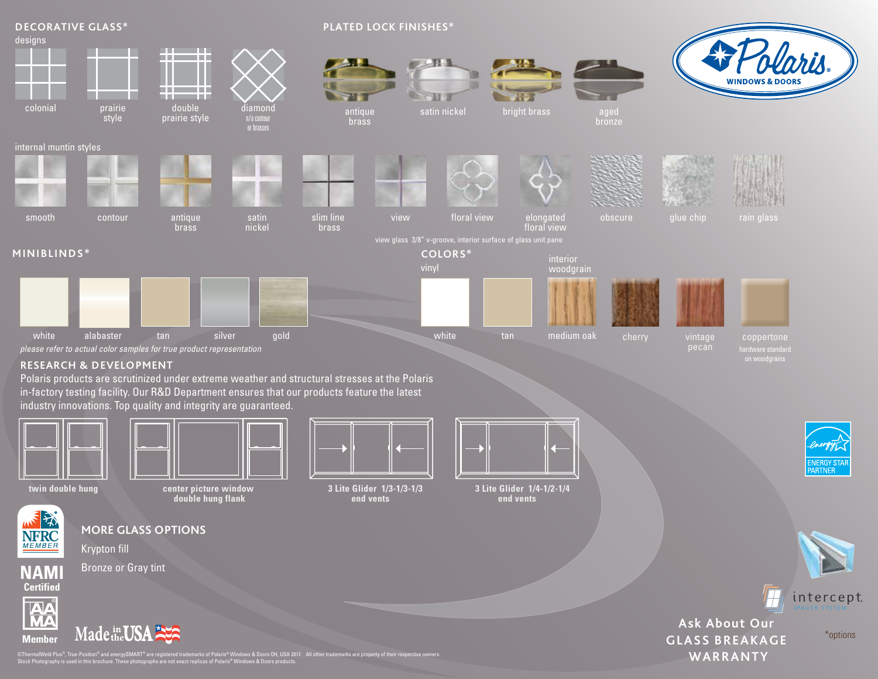## DECORATIVE GLASS*

designs

colonial

prairie style

double prairie style

diamond
n/a contour or brasses

## PLATED LOCK FINISHES*

antique brass

satin nickel

bright brass

aged bronze

Polaris
WINDOWS & DOORS

internal muntin styles

smooth

contour

antique brass

satin nickel

slim line brass

view

floral view

elongated floral view

obscure

glue chip

rain glass

view glass 3/8" v-groove, interior surface of glass unit pane

## MINIBLINDS*

white

alabaster

tan

silver

gold

*please refer to actual color samples for true product representation*

## COLORS*

vinyl

white

tan

interior woodgrain

medium oak

cherry

vintage pecan

coppertone
hardware standard on woodgrains

## RESEARCH & DEVELOPMENT

Polaris products are scrutinized under extreme weather and structural stresses at the Polaris in-factory testing facility. Our R&D Department ensures that our products feature the latest industry innovations. Top quality and integrity are guaranteed.

**twin double hung**

**center picture window double hung flank**

**3 Lite Glider 1/3-1/3-1/3 end vents**

**3 Lite Glider 1/4-1/2-1/4 end vents**

ENERGY STAR PARTNER

NFRC MEMBER

NAMI Certified

AAMA Member

## MORE GLASS OPTIONS

Krypton fill

Bronze or Gray tint

Made in the USA

intercept SPACER SYSTEM

Ask About Our GLASS BREAKAGE WARRANTY

*options

©ThermalWeld Plus®, True-Position® and energySMART® are registered trademarks of Polaris® Windows & Doors OH, USA 2017. All other trademarks are property of their respective owners. Stock Photography is used in this brochure. These photographs are not exact replicas of Polaris® Windows & Doors products.